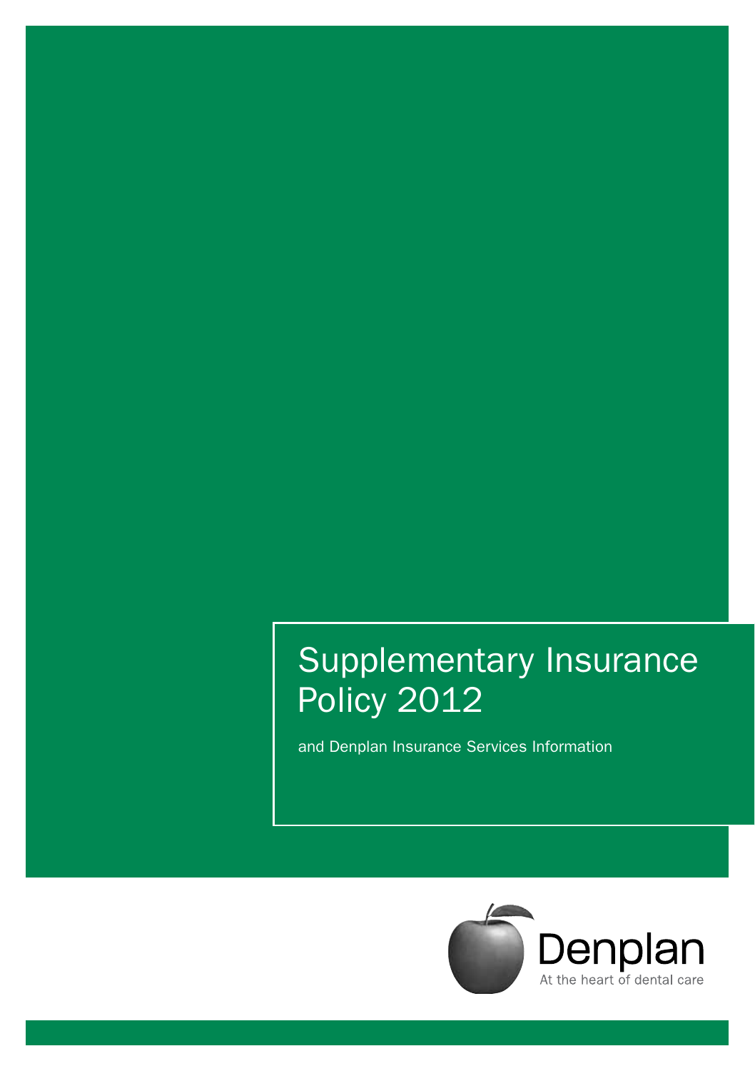# Supplementary Insurance Policy 2012

and Denplan Insurance Services Information

Denplan

At the heart of dental care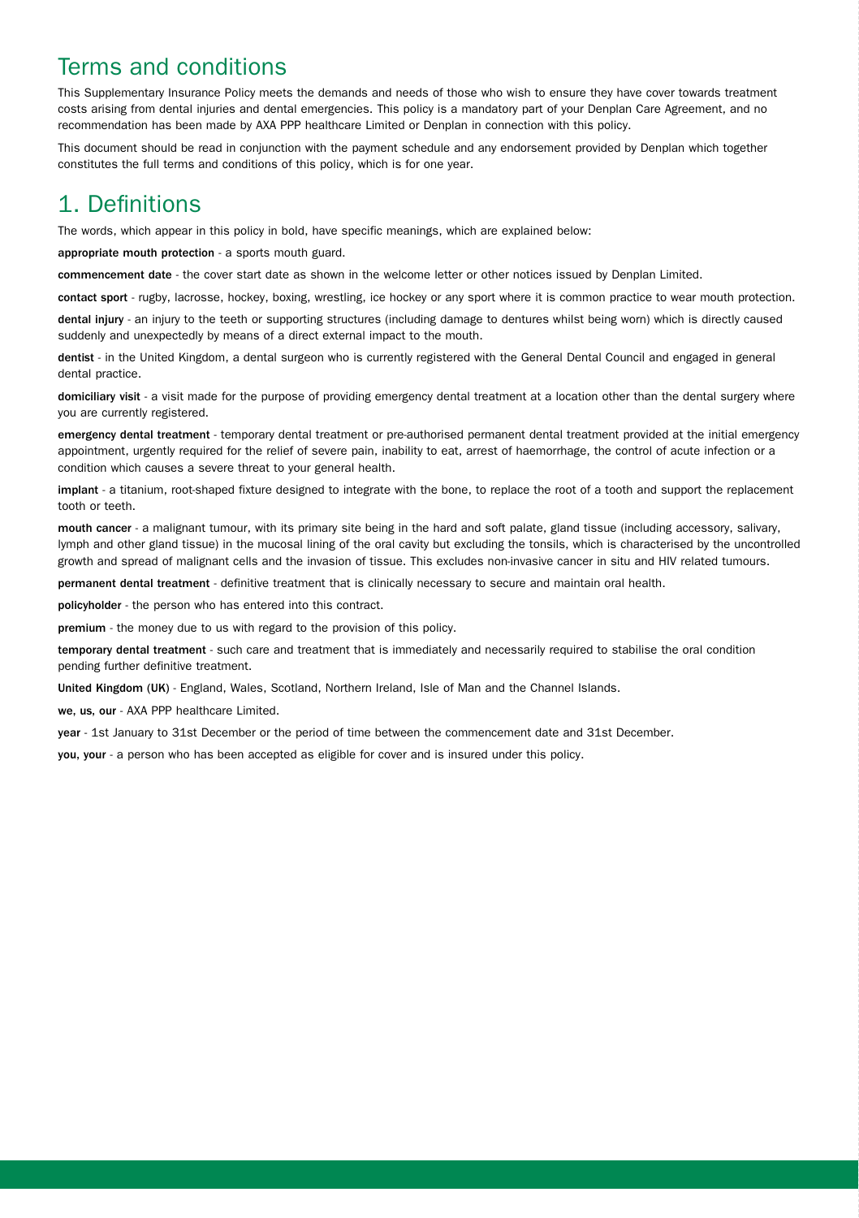# Terms and conditions

This Supplementary Insurance Policy meets the demands and needs of those who wish to ensure they have cover towards treatment costs arising from dental injuries and dental emergencies. This policy is a mandatory part of your Denplan Care Agreement, and no recommendation has been made by AXA PPP healthcare Limited or Denplan in connection with this policy.

This document should be read in conjunction with the payment schedule and any endorsement provided by Denplan which together constitutes the full terms and conditions of this policy, which is for one year.

# 1. Definitions

The words, which appear in this policy in bold, have specific meanings, which are explained below:

**appropriate mouth protection** - a sports mouth guard.

**commencement date** - the cover start date as shown in the welcome letter or other notices issued by Denplan Limited.

**contact sport** - rugby, lacrosse, hockey, boxing, wrestling, ice hockey or any sport where it is common practice to wear mouth protection.

**dental injury** - an injury to the teeth or supporting structures (including damage to dentures whilst being worn) which is directly caused suddenly and unexpectedly by means of a direct external impact to the mouth.

**dentist** - in the United Kingdom, a dental surgeon who is currently registered with the General Dental Council and engaged in general dental practice.

**domiciliary visit** - a visit made for the purpose of providing emergency dental treatment at a location other than the dental surgery where you are currently registered.

**emergency dental treatment** - temporary dental treatment or pre-authorised permanent dental treatment provided at the initial emergency appointment, urgently required for the relief of severe pain, inability to eat, arrest of haemorrhage, the control of acute infection or a condition which causes a severe threat to your general health.

**implant** - a titanium, root-shaped fixture designed to integrate with the bone, to replace the root of a tooth and support the replacement tooth or teeth.

**mouth cancer** - a malignant tumour, with its primary site being in the hard and soft palate, gland tissue (including accessory, salivary, lymph and other gland tissue) in the mucosal lining of the oral cavity but excluding the tonsils, which is characterised by the uncontrolled growth and spread of malignant cells and the invasion of tissue. This excludes non-invasive cancer in situ and HIV related tumours.

**permanent dental treatment** - definitive treatment that is clinically necessary to secure and maintain oral health.

**policyholder** - the person who has entered into this contract.

**premium** - the money due to us with regard to the provision of this policy.

**temporary dental treatment** - such care and treatment that is immediately and necessarily required to stabilise the oral condition pending further definitive treatment.

**United Kingdom (UK)** - England, Wales, Scotland, Northern Ireland, Isle of Man and the Channel Islands.

**we, us, our** - AXA PPP healthcare Limited.

**year** - 1st January to 31st December or the period of time between the commencement date and 31st December.

**you, your** - a person who has been accepted as eligible for cover and is insured under this policy.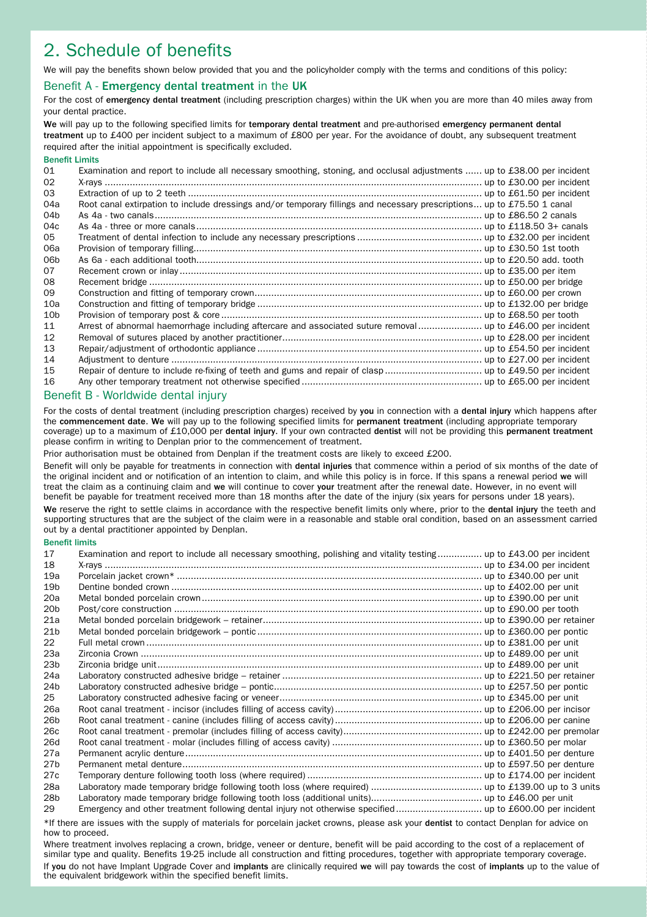# 2. Schedule of benefits

We will pay the benefits shown below provided that you and the policyholder comply with the terms and conditions of this policy:

## Benefit A - Emergency dental treatment in the UK

For the cost of **emergency dental treatment** (including prescription charges) within the UK when you are more than 40 miles away from your dental practice.

**We** will pay up to the following specified limits for **temporary dental treatment** and pre-authorised **emergency permanent dental treatment** up to £400 per incident subject to a maximum of £800 per year. For the avoidance of doubt, any subsequent treatment required after the initial appointment is specifically excluded.

**Benefit Limits**

| | | |
|---|---|---|
| 01 | Examination and report to include all necessary smoothing, stoning, and occlusal adjustments | up to £38.00 per incident |
| 02 | X-rays | up to £30.00 per incident |
| 03 | Extraction of up to 2 teeth | up to £61.50 per incident |
| 04a | Root canal extirpation to include dressings and/or temporary fillings and necessary prescriptions | up to £75.50 1 canal |
| 04b | As 4a - two canals | up to £86.50 2 canals |
| 04c | As 4a - three or more canals | up to £118.50 3+ canals |
| 05 | Treatment of dental infection to include any necessary prescriptions | up to £32.00 per incident |
| 06a | Provision of temporary filling | up to £30.50 1st tooth |
| 06b | As 6a - each additional tooth | up to £20.50 add. tooth |
| 07 | Recement crown or inlay | up to £35.00 per item |
| 08 | Recement bridge | up to £50.00 per bridge |
| 09 | Construction and fitting of temporary crown | up to £60.00 per crown |
| 10a | Construction and fitting of temporary bridge | up to £132.00 per bridge |
| 10b | Provision of temporary post & core | up to £68.50 per tooth |
| 11 | Arrest of abnormal haemorrhage including aftercare and associated suture removal | up to £46.00 per incident |
| 12 | Removal of sutures placed by another practitioner | up to £28.00 per incident |
| 13 | Repair/adjustment of orthodontic appliance | up to £54.50 per incident |
| 14 | Adjustment to denture | up to £27.00 per incident |
| 15 | Repair of denture to include re-fixing of teeth and gums and repair of clasp | up to £49.50 per incident |
| 16 | Any other temporary treatment not otherwise specified | up to £65.00 per incident |

## Benefit B - Worldwide dental injury

For the costs of dental treatment (including prescription charges) received by **you** in connection with a **dental injury** which happens after the **commencement date**. **We** will pay up to the following specified limits for **permanent treatment** (including appropriate temporary coverage) up to a maximum of £10,000 per **dental injury**. If your own contracted **dentist** will not be providing this **permanent treatment** please confirm in writing to Denplan prior to the commencement of treatment.

Prior authorisation must be obtained from Denplan if the treatment costs are likely to exceed £200.

Benefit will only be payable for treatments in connection with **dental injuries** that commence within a period of six months of the date of the original incident and or notification of an intention to claim, and while this policy is in force. If this spans a renewal period **we** will treat the claim as a continuing claim and **we** will continue to cover **your** treatment after the renewal date. However, in no event will benefit be payable for treatment received more than 18 months after the date of the injury (six years for persons under 18 years).

**We** reserve the right to settle claims in accordance with the respective benefit limits only where, prior to the **dental injury** the teeth and supporting structures that are the subject of the claim were in a reasonable and stable oral condition, based on an assessment carried out by a dental practitioner appointed by Denplan.

**Benefit limits**

| | | |
|---|---|---|
| 17 | Examination and report to include all necessary smoothing, polishing and vitality testing | up to £43.00 per incident |
| 18 | X-rays | up to £34.00 per incident |
| 19a | Porcelain jacket crown* | up to £340.00 per unit |
| 19b | Dentine bonded crown | up to £402.00 per unit |
| 20a | Metal bonded porcelain crown | up to £390.00 per unit |
| 20b | Post/core construction | up to £90.00 per tooth |
| 21a | Metal bonded porcelain bridgework – retainer | up to £390.00 per retainer |
| 21b | Metal bonded porcelain bridgework – pontic | up to £360.00 per pontic |
| 22 | Full metal crown | up to £381.00 per unit |
| 23a | Zirconia Crown | up to £489.00 per unit |
| 23b | Zirconia bridge unit | up to £489.00 per unit |
| 24a | Laboratory constructed adhesive bridge – retainer | up to £221.50 per retainer |
| 24b | Laboratory constructed adhesive bridge – pontic | up to £257.50 per pontic |
| 25 | Laboratory constructed adhesive facing or veneer | up to £345.00 per unit |
| 26a | Root canal treatment - incisor (includes filling of access cavity) | up to £206.00 per incisor |
| 26b | Root canal treatment - canine (includes filling of access cavity) | up to £206.00 per canine |
| 26c | Root canal treatment - premolar (includes filling of access cavity) | up to £242.00 per premolar |
| 26d | Root canal treatment - molar (includes filling of access cavity) | up to £360.50 per molar |
| 27a | Permanent acrylic denture | up to £401.50 per denture |
| 27b | Permanent metal denture | up to £597.50 per denture |
| 27c | Temporary denture following tooth loss (where required) | up to £174.00 per incident |
| 28a | Laboratory made temporary bridge following tooth loss (where required) | up to £139.00 up to 3 units |
| 28b | Laboratory made temporary bridge following tooth loss (additional units) | up to £46.00 per unit |
| 29 | Emergency and other treatment following dental injury not otherwise specified | up to £600.00 per incident |

*If there are issues with the supply of materials for porcelain jacket crowns, please ask your **dentist** to contact Denplan for advice on how to proceed.

Where treatment involves replacing a crown, bridge, veneer or denture, benefit will be paid according to the cost of a replacement of similar type and quality. Benefits 19-25 include all construction and fitting procedures, together with appropriate temporary coverage.

If **you** do not have Implant Upgrade Cover and **implants** are clinically required **we** will pay towards the cost of **implants** up to the value of the equivalent bridgework within the specified benefit limits.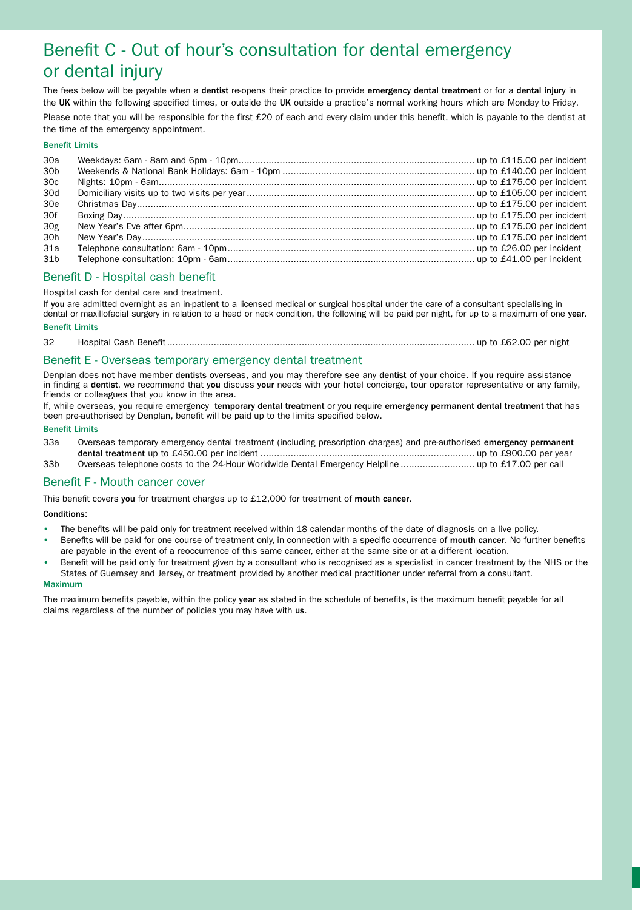# Benefit C - Out of hour's consultation for dental emergency or dental injury

The fees below will be payable when a **dentist** re-opens their practice to provide **emergency dental treatment** or for a **dental injury** in the **UK** within the following specified times, or outside the **UK** outside a practice's normal working hours which are Monday to Friday.

Please note that you will be responsible for the first £20 of each and every claim under this benefit, which is payable to the dentist at the time of the emergency appointment.

**Benefit Limits**

| | | |
|---|---|---|
| 30a | Weekdays: 6am - 8am and 6pm - 10pm | up to £115.00 per incident |
| 30b | Weekends & National Bank Holidays: 6am - 10pm | up to £140.00 per incident |
| 30c | Nights: 10pm - 6am | up to £175.00 per incident |
| 30d | Domiciliary visits up to two visits per year | up to £105.00 per incident |
| 30e | Christmas Day | up to £175.00 per incident |
| 30f | Boxing Day | up to £175.00 per incident |
| 30g | New Year's Eve after 6pm | up to £175.00 per incident |
| 30h | New Year's Day | up to £175.00 per incident |
| 31a | Telephone consultation: 6am - 10pm | up to £26.00 per incident |
| 31b | Telephone consultation: 10pm - 6am | up to £41.00 per incident |

## Benefit D - Hospital cash benefit

Hospital cash for dental care and treatment.

If **you** are admitted overnight as an in-patient to a licensed medical or surgical hospital under the care of a consultant specialising in dental or maxillofacial surgery in relation to a head or neck condition, the following will be paid per night, for up to a maximum of one **year**.

**Benefit Limits**

| | | |
|---|---|---|
| 32 | Hospital Cash Benefit | up to £62.00 per night |

## Benefit E - Overseas temporary emergency dental treatment

Denplan does not have member **dentists** overseas, and **you** may therefore see any **dentist** of **your** choice. If **you** require assistance in finding a **dentist**, we recommend that **you** discuss **your** needs with your hotel concierge, tour operator representative or any family, friends or colleagues that you know in the area.

If, while overseas, **you** require emergency **temporary dental treatment** or you require **emergency permanent dental treatment** that has been pre-authorised by Denplan, benefit will be paid up to the limits specified below.

**Benefit Limits**

| | | |
|---|---|---|
| 33a | Overseas temporary emergency dental treatment (including prescription charges) and pre-authorised **emergency permanent dental treatment** up to £450.00 per incident | up to £900.00 per year |
| 33b | Overseas telephone costs to the 24-Hour Worldwide Dental Emergency Helpline | up to £17.00 per call |

## Benefit F - Mouth cancer cover

This benefit covers **you** for treatment charges up to £12,000 for treatment of **mouth cancer**.

**Conditions**:

- The benefits will be paid only for treatment received within 18 calendar months of the date of diagnosis on a live policy.
- Benefits will be paid for one course of treatment only, in connection with a specific occurrence of **mouth cancer**. No further benefits are payable in the event of a reoccurrence of this same cancer, either at the same site or at a different location.
- Benefit will be paid only for treatment given by a consultant who is recognised as a specialist in cancer treatment by the NHS or the States of Guernsey and Jersey, or treatment provided by another medical practitioner under referral from a consultant.

**Maximum**

The maximum benefits payable, within the policy **year** as stated in the schedule of benefits, is the maximum benefit payable for all claims regardless of the number of policies you may have with **us**.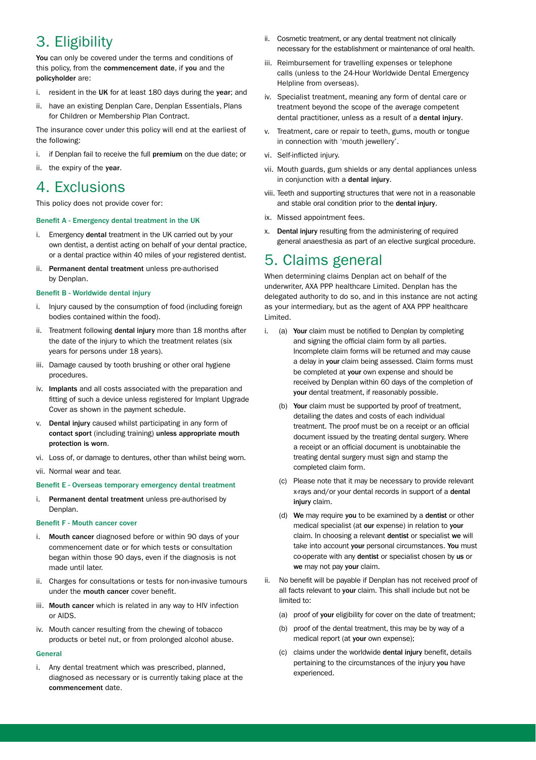# 3. Eligibility

**You** can only be covered under the terms and conditions of this policy, from the **commencement date**, if **you** and the **policyholder** are:

i. resident in the **UK** for at least 180 days during the **year**; and

ii. have an existing Denplan Care, Denplan Essentials, Plans for Children or Membership Plan Contract.

The insurance cover under this policy will end at the earliest of the following:

i. if Denplan fail to receive the full **premium** on the due date; or

ii. the expiry of the **year**.

# 4. Exclusions

This policy does not provide cover for:

### Benefit A - Emergency dental treatment in the UK

i. Emergency **dental** treatment in the UK carried out by your own dentist, a dentist acting on behalf of your dental practice, or a dental practice within 40 miles of your registered dentist.

ii. **Permanent dental treatment** unless pre-authorised by Denplan.

### Benefit B - Worldwide dental injury

i. Injury caused by the consumption of food (including foreign bodies contained within the food).

ii. Treatment following **dental injury** more than 18 months after the date of the injury to which the treatment relates (six years for persons under 18 years).

iii. Damage caused by tooth brushing or other oral hygiene procedures.

iv. **Implants** and all costs associated with the preparation and fitting of such a device unless registered for Implant Upgrade Cover as shown in the payment schedule.

v. **Dental injury** caused whilst participating in any form of **contact sport** (including training) **unless appropriate mouth protection is worn**.

vi. Loss of, or damage to dentures, other than whilst being worn.

vii. Normal wear and tear.

### Benefit E - Overseas temporary emergency dental treatment

i. **Permanent dental treatment** unless pre-authorised by Denplan.

### Benefit F - Mouth cancer cover

i. **Mouth cancer** diagnosed before or within 90 days of your commencement date or for which tests or consultation began within those 90 days, even if the diagnosis is not made until later.

ii. Charges for consultations or tests for non-invasive tumours under the **mouth cancer** cover benefit.

iii. **Mouth cancer** which is related in any way to HIV infection or AIDS.

iv. Mouth cancer resulting from the chewing of tobacco products or betel nut, or from prolonged alcohol abuse.

### General

i. Any dental treatment which was prescribed, planned, diagnosed as necessary or is currently taking place at the **commencement** date.

ii. Cosmetic treatment, or any dental treatment not clinically necessary for the establishment or maintenance of oral health.

iii. Reimbursement for travelling expenses or telephone calls (unless to the 24-Hour Worldwide Dental Emergency Helpline from overseas).

iv. Specialist treatment, meaning any form of dental care or treatment beyond the scope of the average competent dental practitioner, unless as a result of a **dental injury**.

v. Treatment, care or repair to teeth, gums, mouth or tongue in connection with 'mouth jewellery'.

vi. Self-inflicted injury.

vii. Mouth guards, gum shields or any dental appliances unless in conjunction with a **dental injury**.

viii. Teeth and supporting structures that were not in a reasonable and stable oral condition prior to the **dental injury**.

ix. Missed appointment fees.

x. **Dental injury** resulting from the administering of required general anaesthesia as part of an elective surgical procedure.

# 5. Claims general

When determining claims Denplan act on behalf of the underwriter, AXA PPP healthcare Limited. Denplan has the delegated authority to do so, and in this instance are not acting as your intermediary, but as the agent of AXA PPP healthcare Limited.

i. (a) **Your** claim must be notified to Denplan by completing and signing the official claim form by all parties. Incomplete claim forms will be returned and may cause a delay in **your** claim being assessed. Claim forms must be completed at **your** own expense and should be received by Denplan within 60 days of the completion of **your** dental treatment, if reasonably possible.

   (b) **Your** claim must be supported by proof of treatment, detailing the dates and costs of each individual treatment. The proof must be on a receipt or an official document issued by the treating dental surgery. Where a receipt or an official document is unobtainable the treating dental surgery must sign and stamp the completed claim form.

   (c) Please note that it may be necessary to provide relevant x-rays and/or your dental records in support of a **dental injury** claim.

   (d) **We** may require **you** to be examined by a **dentist** or other medical specialist (at **our** expense) in relation to **your** claim. In choosing a relevant **dentist** or specialist **we** will take into account **your** personal circumstances. **You** must co-operate with any **dentist** or specialist chosen by **us** or **we** may not pay **your** claim.

ii. No benefit will be payable if Denplan has not received proof of all facts relevant to **your** claim. This shall include but not be limited to:

   (a) proof of **your** eligibility for cover on the date of treatment;

   (b) proof of the dental treatment, this may be by way of a medical report (at **your** own expense);

   (c) claims under the worldwide **dental injury** benefit, details pertaining to the circumstances of the injury **you** have experienced.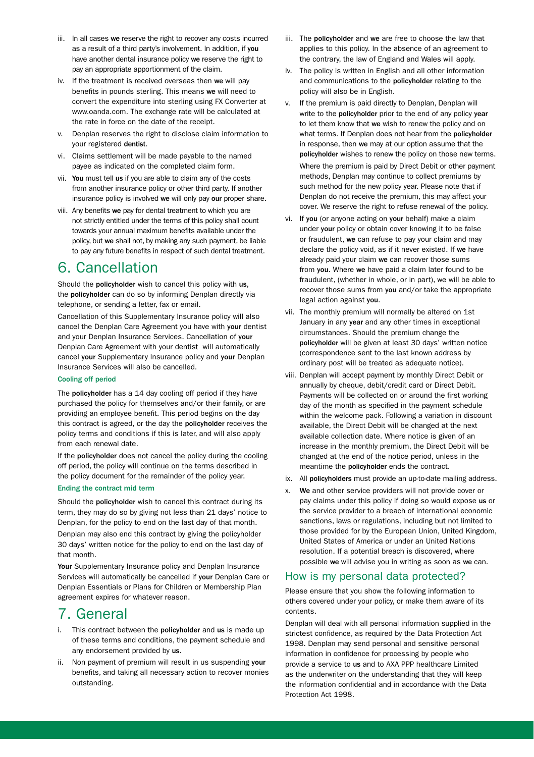iii. In all cases **we** reserve the right to recover any costs incurred as a result of a third party's involvement. In addition, if **you** have another dental insurance policy **we** reserve the right to pay an appropriate apportionment of the claim.

iv. If the treatment is received overseas then **we** will pay benefits in pounds sterling. This means **we** will need to convert the expenditure into sterling using FX Converter at www.oanda.com. The exchange rate will be calculated at the rate in force on the date of the receipt.

v. Denplan reserves the right to disclose claim information to your registered **dentist**.

vi. Claims settlement will be made payable to the named payee as indicated on the completed claim form.

vii. **You** must tell **us** if you are able to claim any of the costs from another insurance policy or other third party. If another insurance policy is involved **we** will only pay **our** proper share.

viii. Any benefits **we** pay for dental treatment to which you are not strictly entitled under the terms of this policy shall count towards your annual maximum benefits available under the policy, but **we** shall not, by making any such payment, be liable to pay any future benefits in respect of such dental treatment.

# 6. Cancellation

Should the **policyholder** wish to cancel this policy with **us**, the **policyholder** can do so by informing Denplan directly via telephone, or sending a letter, fax or email.

Cancellation of this Supplementary Insurance policy will also cancel the Denplan Care Agreement you have with **your** dentist and your Denplan Insurance Services. Cancellation of **your** Denplan Care Agreement with your dentist will automatically cancel **your** Supplementary Insurance policy and **your** Denplan Insurance Services will also be cancelled.

### Cooling off period

The **policyholder** has a 14 day cooling off period if they have purchased the policy for themselves and/or their family, or are providing an employee benefit. This period begins on the day this contract is agreed, or the day the **policyholder** receives the policy terms and conditions if this is later, and will also apply from each renewal date.

If the **policyholder** does not cancel the policy during the cooling off period, the policy will continue on the terms described in the policy document for the remainder of the policy year.

### Ending the contract mid term

Should the **policyholder** wish to cancel this contract during its term, they may do so by giving not less than 21 days' notice to Denplan, for the policy to end on the last day of that month.

Denplan may also end this contract by giving the policyholder 30 days' written notice for the policy to end on the last day of that month.

**Your** Supplementary Insurance policy and Denplan Insurance Services will automatically be cancelled if **your** Denplan Care or Denplan Essentials or Plans for Children or Membership Plan agreement expires for whatever reason.

# 7. General

i. This contract between the **policyholder** and **us** is made up of these terms and conditions, the payment schedule and any endorsement provided by **us**.

ii. Non payment of premium will result in us suspending **your** benefits, and taking all necessary action to recover monies outstanding.

iii. The **policyholder** and **we** are free to choose the law that applies to this policy. In the absence of an agreement to the contrary, the law of England and Wales will apply.

iv. The policy is written in English and all other information and communications to the **policyholder** relating to the policy will also be in English.

v. If the premium is paid directly to Denplan, Denplan will write to the **policyholder** prior to the end of any policy **year** to let them know that **we** wish to renew the policy and on what terms. If Denplan does not hear from the **policyholder** in response, then **we** may at our option assume that the **policyholder** wishes to renew the policy on those new terms.

   Where the premium is paid by Direct Debit or other payment methods, Denplan may continue to collect premiums by such method for the new policy year. Please note that if Denplan do not receive the premium, this may affect your cover. We reserve the right to refuse renewal of the policy.

vi. If **you** (or anyone acting on **your** behalf) make a claim under **your** policy or obtain cover knowing it to be false or fraudulent, **we** can refuse to pay your claim and may declare the policy void, as if it never existed. If **we** have already paid your claim **we** can recover those sums from **you**. Where **we** have paid a claim later found to be fraudulent, (whether in whole, or in part), we will be able to recover those sums from **you** and/or take the appropriate legal action against **you**.

vii. The monthly premium will normally be altered on 1st January in any **year** and any other times in exceptional circumstances. Should the premium change the **policyholder** will be given at least 30 days' written notice (correspondence sent to the last known address by ordinary post will be treated as adequate notice).

viii. Denplan will accept payment by monthly Direct Debit or annually by cheque, debit/credit card or Direct Debit. Payments will be collected on or around the first working day of the month as specified in the payment schedule within the welcome pack. Following a variation in discount available, the Direct Debit will be changed at the next available collection date. Where notice is given of an increase in the monthly premium, the Direct Debit will be changed at the end of the notice period, unless in the meantime the **policyholder** ends the contract.

ix. All **policyholders** must provide an up-to-date mailing address.

x. **We** and other service providers will not provide cover or pay claims under this policy if doing so would expose **us** or the service provider to a breach of international economic sanctions, laws or regulations, including but not limited to those provided for by the European Union, United Kingdom, United States of America or under an United Nations resolution. If a potential breach is discovered, where possible **we** will advise you in writing as soon as **we** can.

## How is my personal data protected?

Please ensure that you show the following information to others covered under your policy, or make them aware of its contents.

Denplan will deal with all personal information supplied in the strictest confidence, as required by the Data Protection Act 1998. Denplan may send personal and sensitive personal information in confidence for processing by people who provide a service to **us** and to AXA PPP healthcare Limited as the underwriter on the understanding that they will keep the information confidential and in accordance with the Data Protection Act 1998.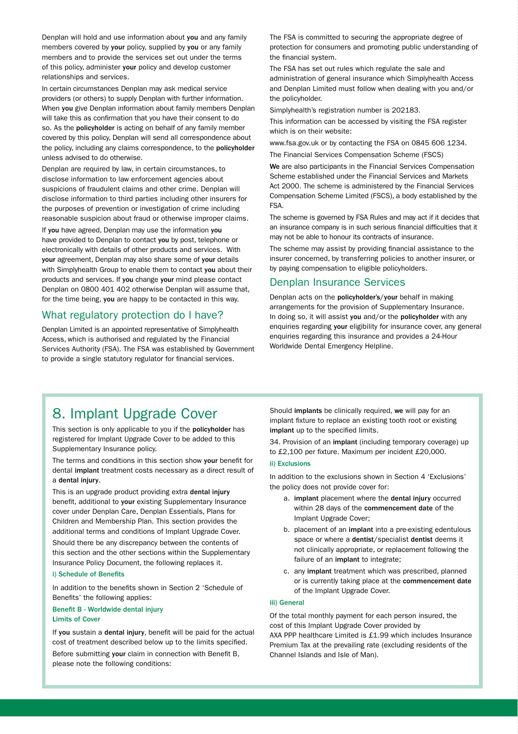Denplan will hold and use information about **you** and any family members covered by **your** policy, supplied by **you** or any family members and to provide the services set out under the terms of this policy, administer **your** policy and develop customer relationships and services.

In certain circumstances Denplan may ask medical service providers (or others) to supply Denplan with further information. When **you** give Denplan information about family members Denplan will take this as confirmation that you have their consent to do so. As the **policyholder** is acting on behalf of any family member covered by this policy, Denplan will send all correspondence about the policy, including any claims correspondence, to the **policyholder** unless advised to do otherwise.

Denplan are required by law, in certain circumstances, to disclose information to law enforcement agencies about suspicions of fraudulent claims and other crime. Denplan will disclose information to third parties including other insurers for the purposes of prevention or investigation of crime including reasonable suspicion about fraud or otherwise improper claims.

If **you** have agreed, Denplan may use the information **you** have provided to Denplan to contact **you** by post, telephone or electronically with details of other products and services. With **your** agreement, Denplan may also share some of **your** details with Simplyhealth Group to enable them to contact **you** about their products and services. If **you** change **your** mind please contact Denplan on 0800 401 402 otherwise Denplan will assume that, for the time being, **you** are happy to be contacted in this way.

## What regulatory protection do I have?

Denplan Limited is an appointed representative of Simplyhealth Access, which is authorised and regulated by the Financial Services Authority (FSA). The FSA was established by Government to provide a single statutory regulator for financial services.

The FSA is committed to securing the appropriate degree of protection for consumers and promoting public understanding of the financial system.

The FSA has set out rules which regulate the sale and administration of general insurance which Simplyhealth Access and Denplan Limited must follow when dealing with you and/or the policyholder.

Simplyhealth's registration number is 202183.

This information can be accessed by visiting the FSA register which is on their website:

www.fsa.gov.uk or by contacting the FSA on 0845 606 1234.

The Financial Services Compensation Scheme (FSCS)

**We** are also participants in the Financial Services Compensation Scheme established under the Financial Services and Markets Act 2000. The scheme is administered by the Financial Services Compensation Scheme Limited (FSCS), a body established by the FSA.

The scheme is governed by FSA Rules and may act if it decides that an insurance company is in such serious financial difficulties that it may not be able to honour its contracts of insurance.

The scheme may assist by providing financial assistance to the insurer concerned, by transferring policies to another insurer, or by paying compensation to eligible policyholders.

## Denplan Insurance Services

Denplan acts on the **policyholder's**/**your** behalf in making arrangements for the provision of Supplementary Insurance. In doing so, it will assist **you** and/or the **policyholder** with any enquiries regarding **your** eligibility for insurance cover, any general enquiries regarding this insurance and provides a 24-Hour Worldwide Dental Emergency Helpline.

# 8. Implant Upgrade Cover

This section is only applicable to you if the **policyholder** has registered for Implant Upgrade Cover to be added to this Supplementary Insurance policy.

The terms and conditions in this section show **your** benefit for dental **implant** treatment costs necessary as a direct result of a **dental injury**.

This is an upgrade product providing extra **dental injury** benefit, additional to **your** existing Supplementary Insurance cover under Denplan Care, Denplan Essentials, Plans for Children and Membership Plan. This section provides the additional terms and conditions of Implant Upgrade Cover.

Should there be any discrepancy between the contents of this section and the other sections within the Supplementary Insurance Policy Document, the following replaces it.

### i) Schedule of Benefits

In addition to the benefits shown in Section 2 'Schedule of Benefits' the following applies:

**Benefit B - Worldwide dental injury**
**Limits of Cover**

If **you** sustain a **dental injury**, benefit will be paid for the actual cost of treatment described below up to the limits specified.

Before submitting **your** claim in connection with Benefit B, please note the following conditions:

Should **implants** be clinically required, **we** will pay for an implant fixture to replace an existing tooth root or existing **implant** up to the specified limits.

34. Provision of an **implant** (including temporary coverage) up to £2,100 per fixture. Maximum per incident £20,000.

### ii) Exclusions

In addition to the exclusions shown in Section 4 'Exclusions' the policy does not provide cover for:

a. **implant** placement where the **dental injury** occurred within 28 days of the **commencement date** of the Implant Upgrade Cover;
b. placement of an **implant** into a pre-existing edentulous space or where a **dentist**/specialist **dentist** deems it not clinically appropriate, or replacement following the failure of an **implant** to integrate;
c. any **implant** treatment which was prescribed, planned or is currently taking place at the **commencement date** of the Implant Upgrade Cover.

### iii) General

Of the total monthly payment for each person insured, the cost of this Implant Upgrade Cover provided by AXA PPP healthcare Limited is £1.99 which includes Insurance Premium Tax at the prevailing rate (excluding residents of the Channel Islands and Isle of Man).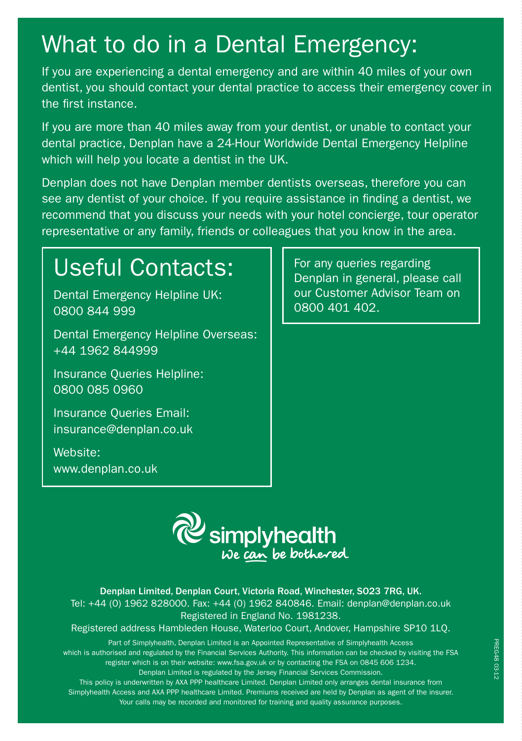# What to do in a Dental Emergency:

If you are experiencing a dental emergency and are within 40 miles of your own dentist, you should contact your dental practice to access their emergency cover in the first instance.

If you are more than 40 miles away from your dentist, or unable to contact your dental practice, Denplan have a 24-Hour Worldwide Dental Emergency Helpline which will help you locate a dentist in the UK.

Denplan does not have Denplan member dentists overseas, therefore you can see any dentist of your choice. If you require assistance in finding a dentist, we recommend that you discuss your needs with your hotel concierge, tour operator representative or any family, friends or colleagues that you know in the area.

## Useful Contacts:

Dental Emergency Helpline UK:
0800 844 999

Dental Emergency Helpline Overseas:
+44 1962 844999

Insurance Queries Helpline:
0800 085 0960

Insurance Queries Email:
insurance@denplan.co.uk

Website:
www.denplan.co.uk

For any queries regarding Denplan in general, please call our Customer Advisor Team on 0800 401 402.

simplyhealth
We can be bothered

**Denplan Limited, Denplan Court, Victoria Road, Winchester, SO23 7RG, UK.**
Tel: +44 (0) 1962 828000. Fax: +44 (0) 1962 840846. Email: denplan@denplan.co.uk
Registered in England No. 1981238.
Registered address Hambleden House, Waterloo Court, Andover, Hampshire SP10 1LQ.

Part of Simplyhealth, Denplan Limited is an Appointed Representative of Simplyhealth Access which is authorised and regulated by the Financial Services Authority. This information can be checked by visiting the FSA register which is on their website: www.fsa.gov.uk or by contacting the FSA on 0845 606 1234.
Denplan Limited is regulated by the Jersey Financial Services Commission.
This policy is underwritten by AXA PPP healthcare Limited. Denplan Limited only arranges dental insurance from Simplyhealth Access and AXA PPP healthcare Limited. Premiums received are held by Denplan as agent of the insurer.
Your calls may be recorded and monitored for training and quality assurance purposes.

PREG48 03-12